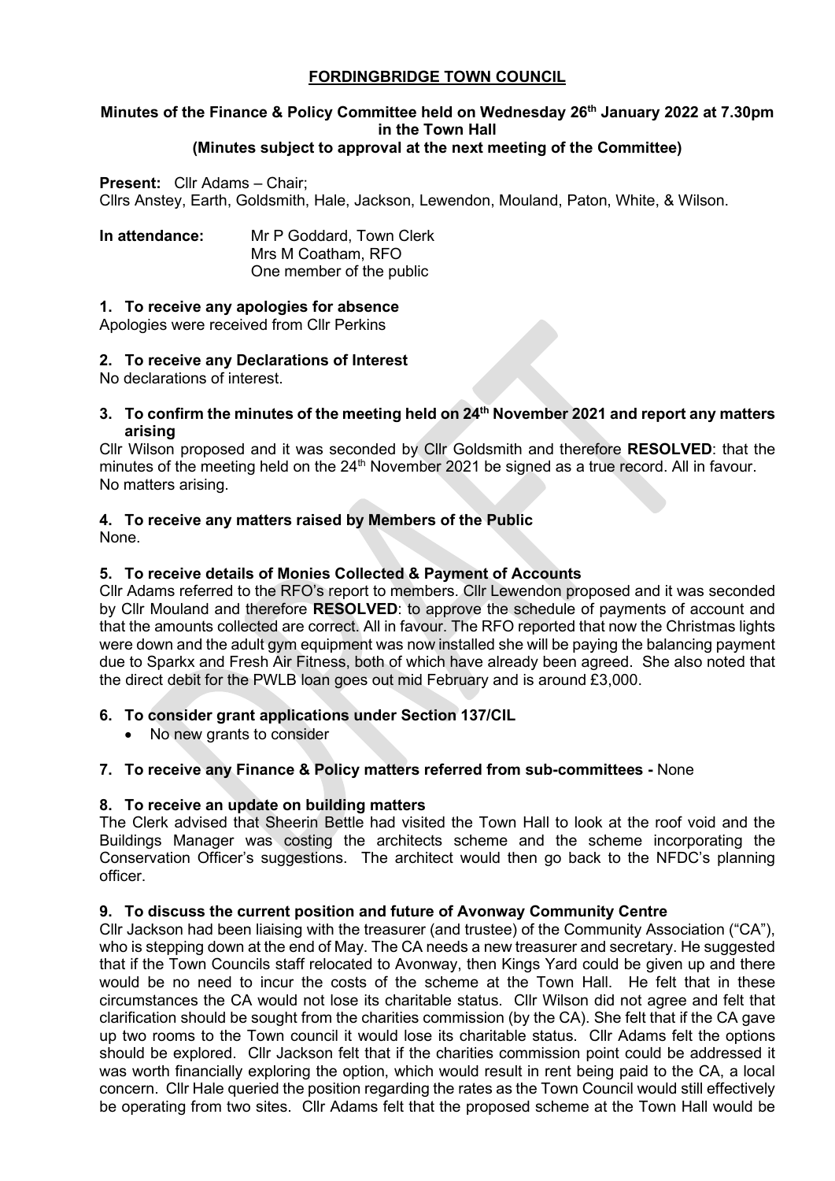# FORDINGBRIDGE TOWN COUNCIL

**Minutes of the Finance & Policy Committee held on Wednesday 26th January 2022 at 7.30pm in the Town Hall**
**(Minutes subject to approval at the next meeting of the Committee)**

**Present:** Cllr Adams – Chair;
Cllrs Anstey, Earth, Goldsmith, Hale, Jackson, Lewendon, Mouland, Paton, White, & Wilson.

**In attendance:** Mr P Goddard, Town Clerk
Mrs M Coatham, RFO
One member of the public

### 1. To receive any apologies for absence

Apologies were received from Cllr Perkins

### 2. To receive any Declarations of Interest

No declarations of interest.

### 3. To confirm the minutes of the meeting held on 24th November 2021 and report any matters arising

Cllr Wilson proposed and it was seconded by Cllr Goldsmith and therefore **RESOLVED**: that the minutes of the meeting held on the 24th November 2021 be signed as a true record. All in favour. No matters arising.

### 4. To receive any matters raised by Members of the Public

None.

### 5. To receive details of Monies Collected & Payment of Accounts

Cllr Adams referred to the RFO's report to members. Cllr Lewendon proposed and it was seconded by Cllr Mouland and therefore **RESOLVED**: to approve the schedule of payments of account and that the amounts collected are correct. All in favour. The RFO reported that now the Christmas lights were down and the adult gym equipment was now installed she will be paying the balancing payment due to Sparkx and Fresh Air Fitness, both of which have already been agreed. She also noted that the direct debit for the PWLB loan goes out mid February and is around £3,000.

### 6. To consider grant applications under Section 137/CIL

- No new grants to consider

### 7. To receive any Finance & Policy matters referred from sub-committees - None

### 8. To receive an update on building matters

The Clerk advised that Sheerin Bettle had visited the Town Hall to look at the roof void and the Buildings Manager was costing the architects scheme and the scheme incorporating the Conservation Officer's suggestions. The architect would then go back to the NFDC's planning officer.

### 9. To discuss the current position and future of Avonway Community Centre

Cllr Jackson had been liaising with the treasurer (and trustee) of the Community Association ("CA"), who is stepping down at the end of May. The CA needs a new treasurer and secretary. He suggested that if the Town Councils staff relocated to Avonway, then Kings Yard could be given up and there would be no need to incur the costs of the scheme at the Town Hall. He felt that in these circumstances the CA would not lose its charitable status. Cllr Wilson did not agree and felt that clarification should be sought from the charities commission (by the CA). She felt that if the CA gave up two rooms to the Town council it would lose its charitable status. Cllr Adams felt the options should be explored. Cllr Jackson felt that if the charities commission point could be addressed it was worth financially exploring the option, which would result in rent being paid to the CA, a local concern. Cllr Hale queried the position regarding the rates as the Town Council would still effectively be operating from two sites. Cllr Adams felt that the proposed scheme at the Town Hall would be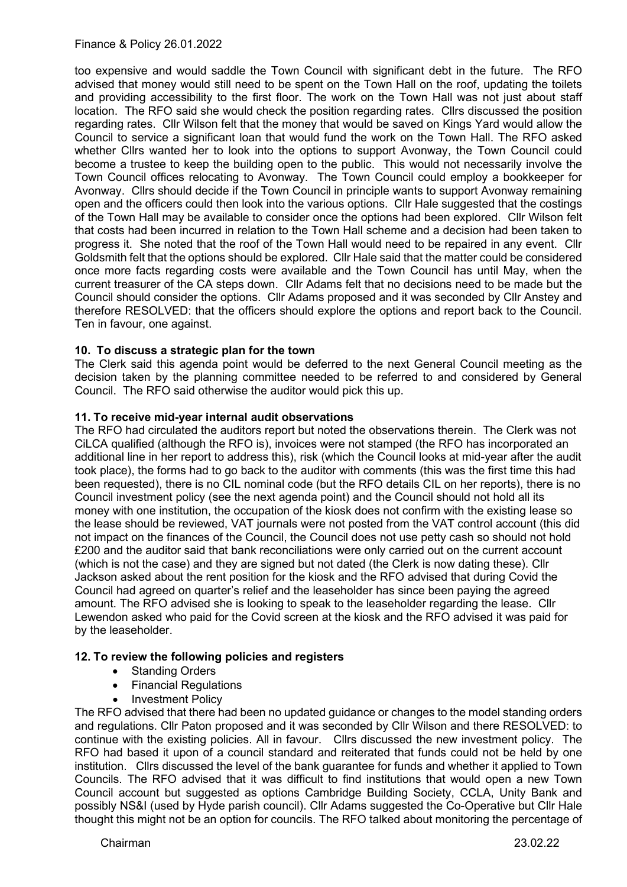too expensive and would saddle the Town Council with significant debt in the future. The RFO advised that money would still need to be spent on the Town Hall on the roof, updating the toilets and providing accessibility to the first floor. The work on the Town Hall was not just about staff location. The RFO said she would check the position regarding rates. Cllrs discussed the position regarding rates. Cllr Wilson felt that the money that would be saved on Kings Yard would allow the Council to service a significant loan that would fund the work on the Town Hall. The RFO asked whether Cllrs wanted her to look into the options to support Avonway, the Town Council could become a trustee to keep the building open to the public. This would not necessarily involve the Town Council offices relocating to Avonway. The Town Council could employ a bookkeeper for Avonway. Cllrs should decide if the Town Council in principle wants to support Avonway remaining open and the officers could then look into the various options. Cllr Hale suggested that the costings of the Town Hall may be available to consider once the options had been explored. Cllr Wilson felt that costs had been incurred in relation to the Town Hall scheme and a decision had been taken to progress it. She noted that the roof of the Town Hall would need to be repaired in any event. Cllr Goldsmith felt that the options should be explored. Cllr Hale said that the matter could be considered once more facts regarding costs were available and the Town Council has until May, when the current treasurer of the CA steps down. Cllr Adams felt that no decisions need to be made but the Council should consider the options. Cllr Adams proposed and it was seconded by Cllr Anstey and therefore RESOLVED: that the officers should explore the options and report back to the Council. Ten in favour, one against.

**10. To discuss a strategic plan for the town**

The Clerk said this agenda point would be deferred to the next General Council meeting as the decision taken by the planning committee needed to be referred to and considered by General Council. The RFO said otherwise the auditor would pick this up.

**11. To receive mid-year internal audit observations**

The RFO had circulated the auditors report but noted the observations therein. The Clerk was not CiLCA qualified (although the RFO is), invoices were not stamped (the RFO has incorporated an additional line in her report to address this), risk (which the Council looks at mid-year after the audit took place), the forms had to go back to the auditor with comments (this was the first time this had been requested), there is no CIL nominal code (but the RFO details CIL on her reports), there is no Council investment policy (see the next agenda point) and the Council should not hold all its money with one institution, the occupation of the kiosk does not confirm with the existing lease so the lease should be reviewed, VAT journals were not posted from the VAT control account (this did not impact on the finances of the Council, the Council does not use petty cash so should not hold £200 and the auditor said that bank reconciliations were only carried out on the current account (which is not the case) and they are signed but not dated (the Clerk is now dating these). Cllr Jackson asked about the rent position for the kiosk and the RFO advised that during Covid the Council had agreed on quarter's relief and the leaseholder has since been paying the agreed amount. The RFO advised she is looking to speak to the leaseholder regarding the lease. Cllr Lewendon asked who paid for the Covid screen at the kiosk and the RFO advised it was paid for by the leaseholder.

**12. To review the following policies and registers**

- Standing Orders
- Financial Regulations
- Investment Policy

The RFO advised that there had been no updated guidance or changes to the model standing orders and regulations. Cllr Paton proposed and it was seconded by Cllr Wilson and there RESOLVED: to continue with the existing policies. All in favour. Cllrs discussed the new investment policy. The RFO had based it upon of a council standard and reiterated that funds could not be held by one institution. Cllrs discussed the level of the bank guarantee for funds and whether it applied to Town Councils. The RFO advised that it was difficult to find institutions that would open a new Town Council account but suggested as options Cambridge Building Society, CCLA, Unity Bank and possibly NS&I (used by Hyde parish council). Cllr Adams suggested the Co-Operative but Cllr Hale thought this might not be an option for councils. The RFO talked about monitoring the percentage of

Chairman 23.02.22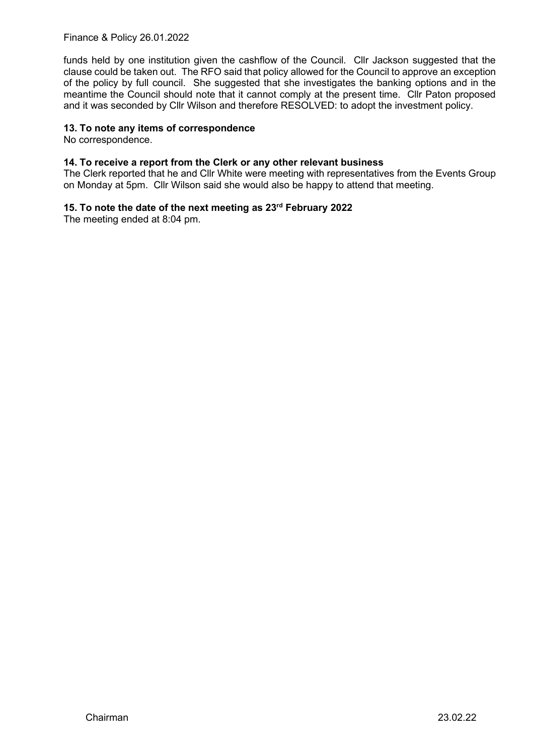funds held by one institution given the cashflow of the Council. Cllr Jackson suggested that the clause could be taken out. The RFO said that policy allowed for the Council to approve an exception of the policy by full council. She suggested that she investigates the banking options and in the meantime the Council should note that it cannot comply at the present time. Cllr Paton proposed and it was seconded by Cllr Wilson and therefore RESOLVED: to adopt the investment policy.

**13. To note any items of correspondence**

No correspondence.

**14. To receive a report from the Clerk or any other relevant business**

The Clerk reported that he and Cllr White were meeting with representatives from the Events Group on Monday at 5pm. Cllr Wilson said she would also be happy to attend that meeting.

**15. To note the date of the next meeting as 23rd February 2022**

The meeting ended at 8:04 pm.

Chairman 23.02.22